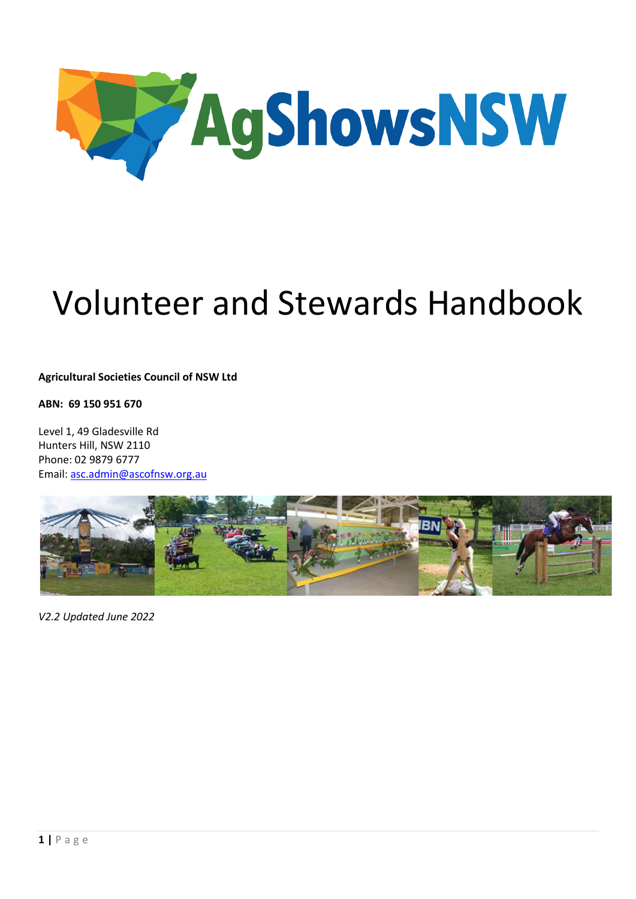AgShowsNSW

# Volunteer and Stewards Handbook

**Agricultural Societies Council of NSW Ltd**

**ABN: 69 150 951 670**

Level 1, 49 Gladesville Rd
Hunters Hill, NSW 2110
Phone: 02 9879 6777
Email: asc.admin@ascofnsw.org.au

*V2.2 Updated June 2022*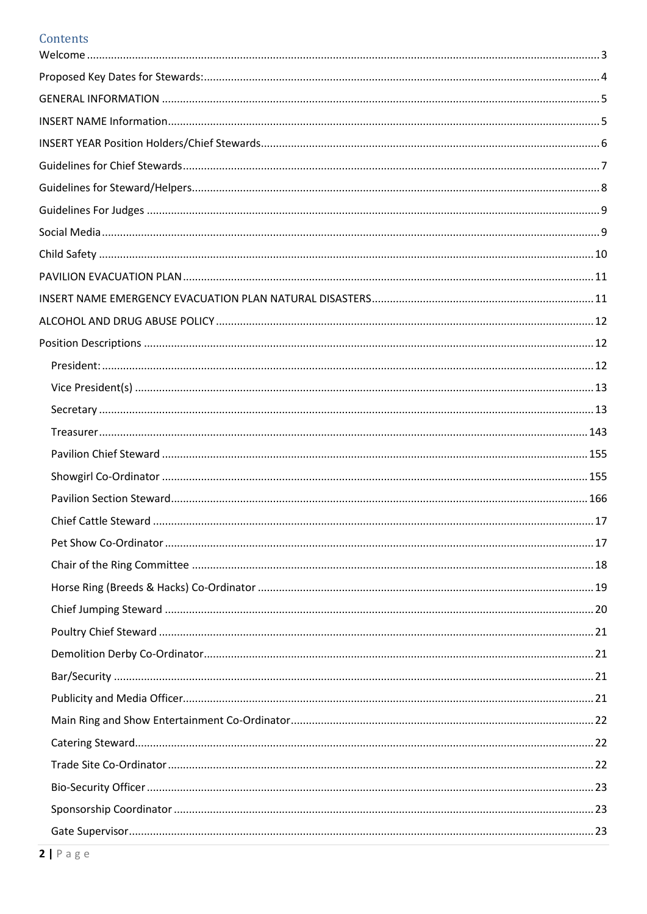# Contents

- Welcome ..... 3
- Proposed Key Dates for Stewards: ..... 4
- GENERAL INFORMATION ..... 5
- INSERT NAME Information ..... 5
- INSERT YEAR Position Holders/Chief Stewards ..... 6
- Guidelines for Chief Stewards ..... 7
- Guidelines for Steward/Helpers ..... 8
- Guidelines For Judges ..... 9
- Social Media ..... 9
- Child Safety ..... 10
- PAVILION EVACUATION PLAN ..... 11
- INSERT NAME EMERGENCY EVACUATION PLAN NATURAL DISASTERS ..... 11
- ALCOHOL AND DRUG ABUSE POLICY ..... 12
- Position Descriptions ..... 12
  - President: ..... 12
  - Vice President(s) ..... 13
  - Secretary ..... 13
  - Treasurer ..... 143
  - Pavilion Chief Steward ..... 155
  - Showgirl Co-Ordinator ..... 155
  - Pavilion Section Steward ..... 166
  - Chief Cattle Steward ..... 17
  - Pet Show Co-Ordinator ..... 17
  - Chair of the Ring Committee ..... 18
  - Horse Ring (Breeds & Hacks) Co-Ordinator ..... 19
  - Chief Jumping Steward ..... 20
  - Poultry Chief Steward ..... 21
  - Demolition Derby Co-Ordinator ..... 21
  - Bar/Security ..... 21
  - Publicity and Media Officer ..... 21
  - Main Ring and Show Entertainment Co-Ordinator ..... 22
  - Catering Steward ..... 22
  - Trade Site Co-Ordinator ..... 22
  - Bio-Security Officer ..... 23
  - Sponsorship Coordinator ..... 23
  - Gate Supervisor ..... 23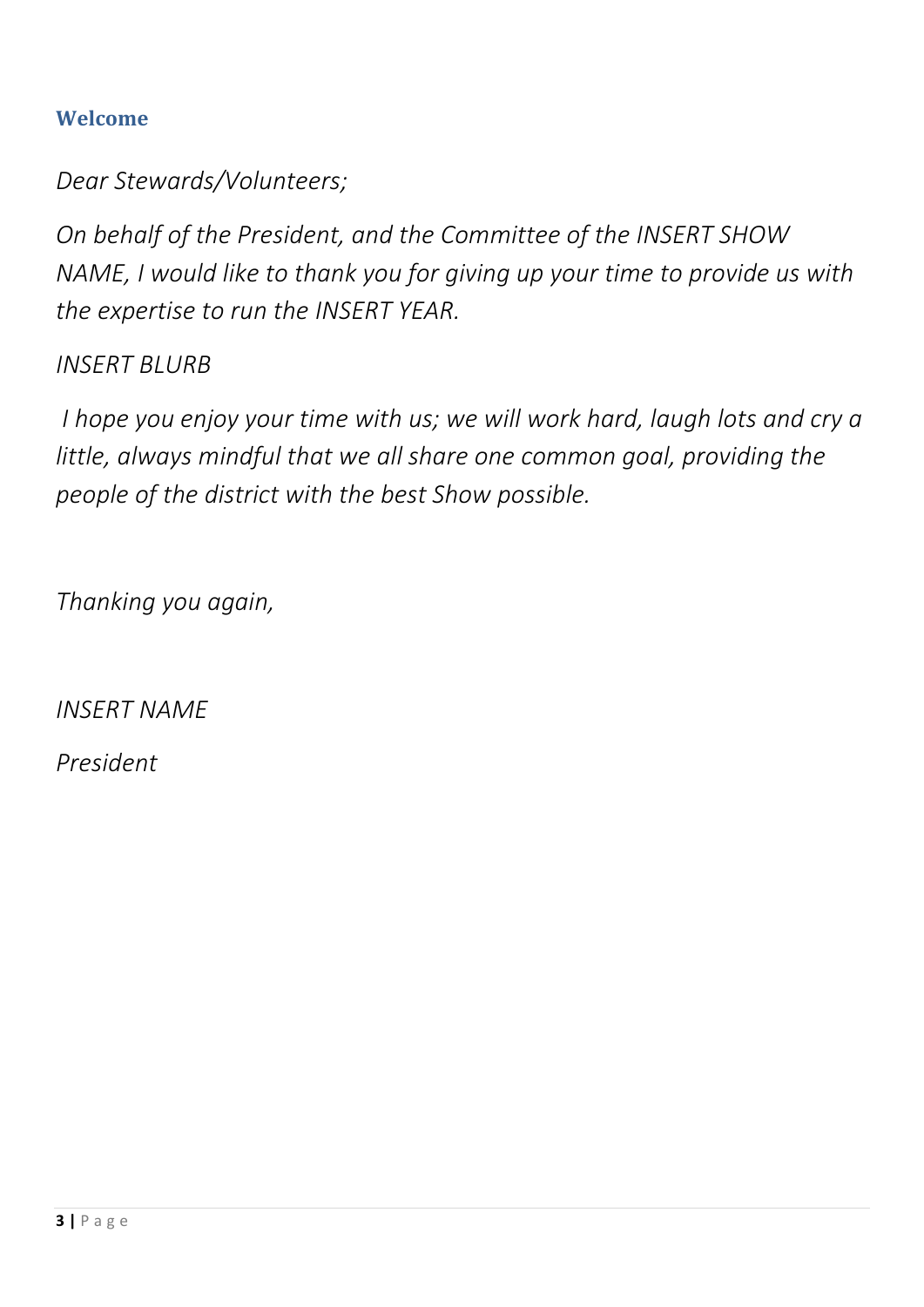## Welcome

*Dear Stewards/Volunteers;*

*On behalf of the President, and the Committee of the INSERT SHOW NAME, I would like to thank you for giving up your time to provide us with the expertise to run the INSERT YEAR.*

*INSERT BLURB*

*I hope you enjoy your time with us; we will work hard, laugh lots and cry a little, always mindful that we all share one common goal, providing the people of the district with the best Show possible.*

*Thanking you again,*

*INSERT NAME*

*President*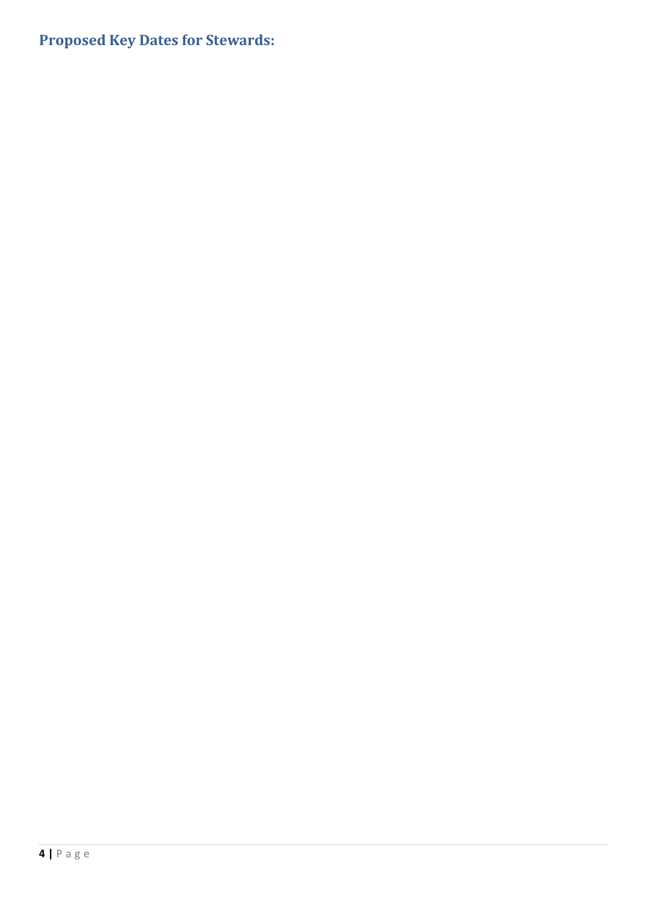## Proposed Key Dates for Stewards: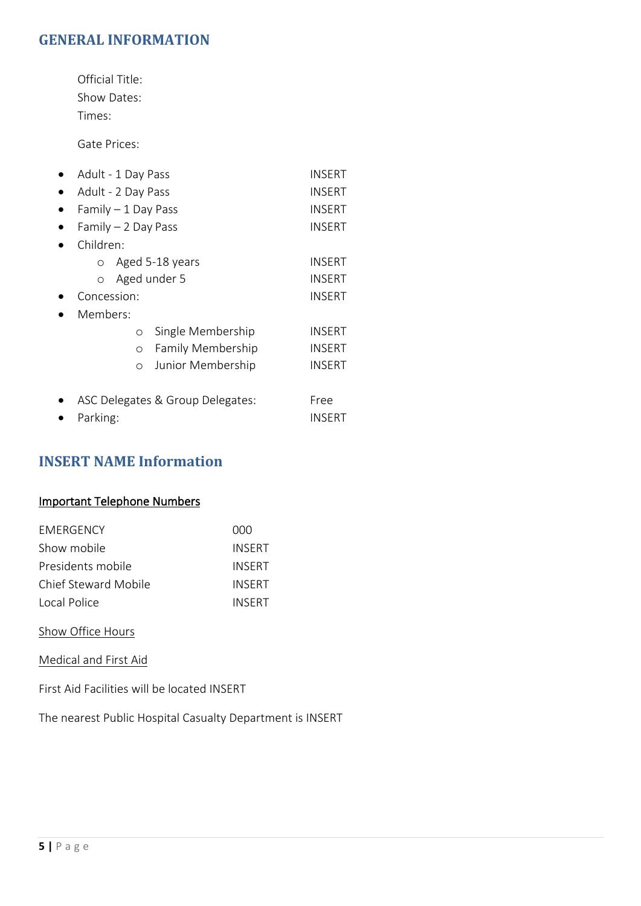## GENERAL INFORMATION

Official Title:
Show Dates:
Times:

Gate Prices:

- Adult - 1 Day Pass INSERT
- Adult - 2 Day Pass INSERT
- Family – 1 Day Pass INSERT
- Family – 2 Day Pass INSERT
- Children:
  - Aged 5-18 years INSERT
  - Aged under 5 INSERT
- Concession: INSERT
- Members:
  - Single Membership INSERT
  - Family Membership INSERT
  - Junior Membership INSERT
- ASC Delegates & Group Delegates: Free
- Parking: INSERT

## INSERT NAME Information

<u>Important Telephone Numbers</u>

| | |
|---|---|
| EMERGENCY | 000 |
| Show mobile | INSERT |
| Presidents mobile | INSERT |
| Chief Steward Mobile | INSERT |
| Local Police | INSERT |

<u>Show Office Hours</u>

<u>Medical and First Aid</u>

First Aid Facilities will be located INSERT

The nearest Public Hospital Casualty Department is INSERT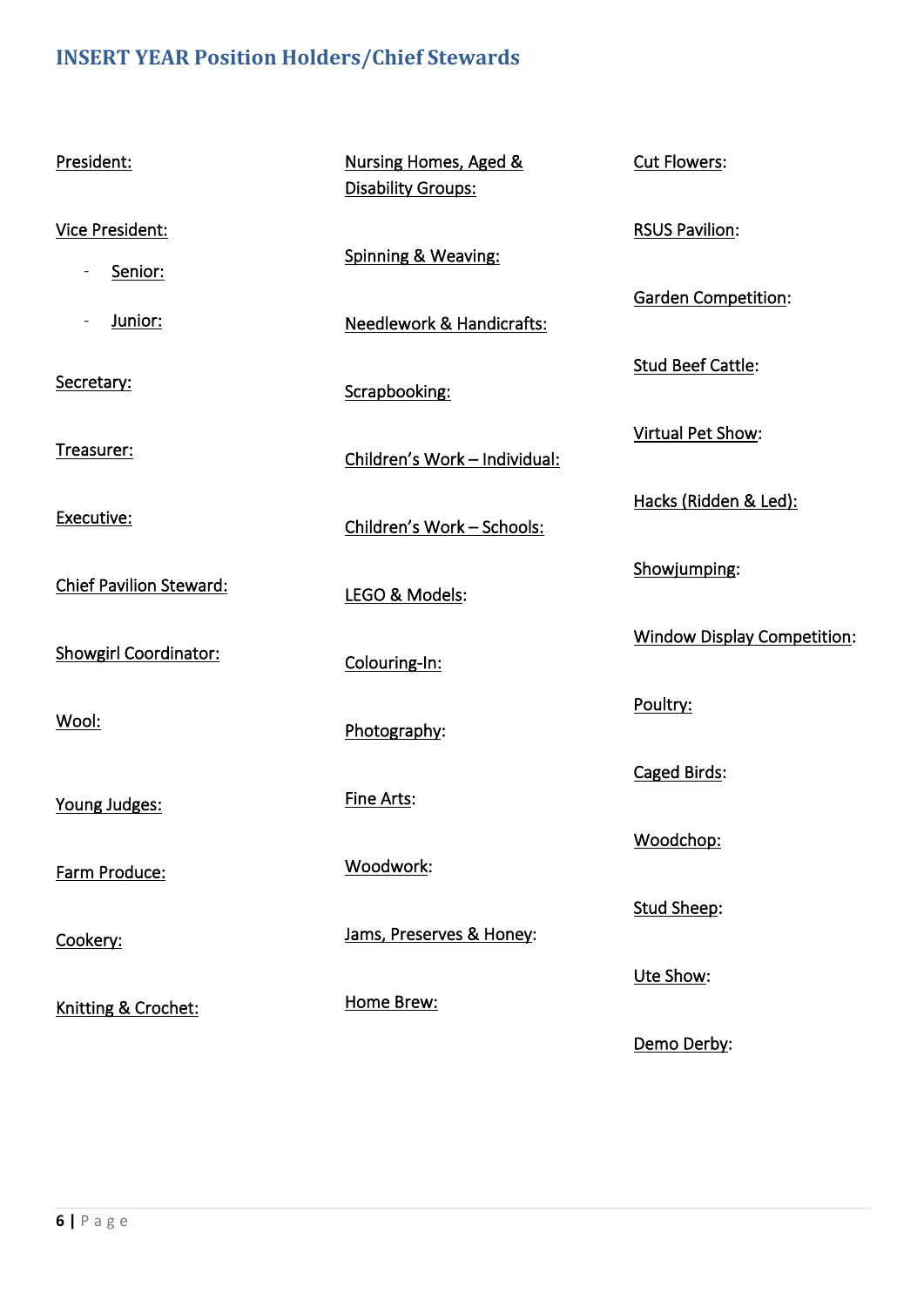## INSERT YEAR Position Holders/Chief Stewards

President:

Vice President:

- Senior:
- Junior:

Secretary:

Treasurer:

Executive:

Chief Pavilion Steward:

Showgirl Coordinator:

Wool:

Young Judges:

Farm Produce:

Cookery:

Knitting & Crochet:

Nursing Homes, Aged & Disability Groups:

Spinning & Weaving:

Needlework & Handicrafts:

Scrapbooking:

Children's Work – Individual:

Children's Work – Schools:

LEGO & Models:

Colouring-In:

Photography:

Fine Arts:

Woodwork:

Jams, Preserves & Honey:

Home Brew:

Cut Flowers:

RSUS Pavilion:

Garden Competition:

Stud Beef Cattle:

Virtual Pet Show:

Hacks (Ridden & Led):

Showjumping:

Window Display Competition:

Poultry:

Caged Birds:

Woodchop:

Stud Sheep:

Ute Show:

Demo Derby: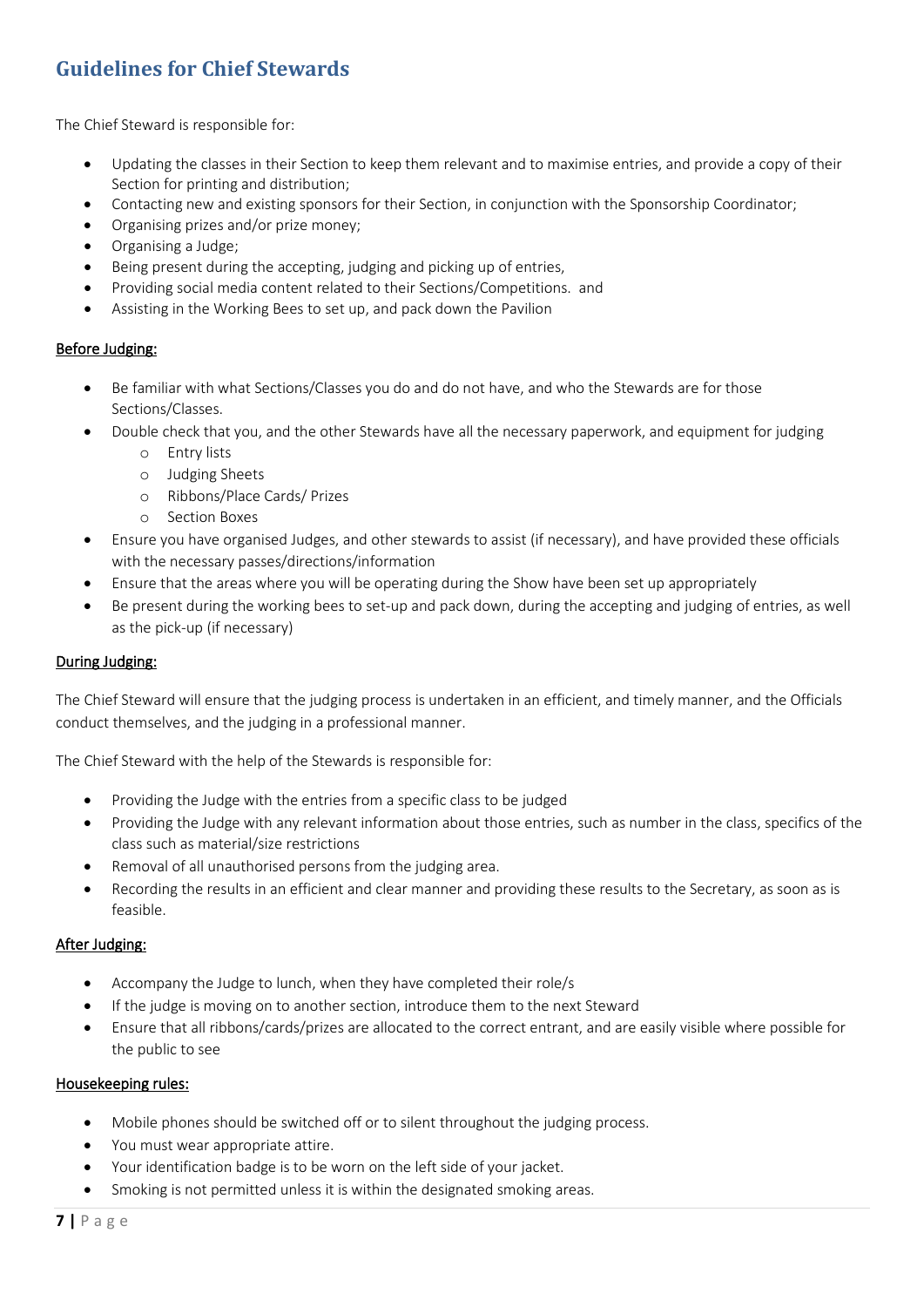## Guidelines for Chief Stewards

The Chief Steward is responsible for:

- Updating the classes in their Section to keep them relevant and to maximise entries, and provide a copy of their Section for printing and distribution;
- Contacting new and existing sponsors for their Section, in conjunction with the Sponsorship Coordinator;
- Organising prizes and/or prize money;
- Organising a Judge;
- Being present during the accepting, judging and picking up of entries,
- Providing social media content related to their Sections/Competitions. and
- Assisting in the Working Bees to set up, and pack down the Pavilion

<u>Before Judging:</u>

- Be familiar with what Sections/Classes you do and do not have, and who the Stewards are for those Sections/Classes.
- Double check that you, and the other Stewards have all the necessary paperwork, and equipment for judging
  - Entry lists
  - Judging Sheets
  - Ribbons/Place Cards/ Prizes
  - Section Boxes
- Ensure you have organised Judges, and other stewards to assist (if necessary), and have provided these officials with the necessary passes/directions/information
- Ensure that the areas where you will be operating during the Show have been set up appropriately
- Be present during the working bees to set-up and pack down, during the accepting and judging of entries, as well as the pick-up (if necessary)

<u>During Judging:</u>

The Chief Steward will ensure that the judging process is undertaken in an efficient, and timely manner, and the Officials conduct themselves, and the judging in a professional manner.

The Chief Steward with the help of the Stewards is responsible for:

- Providing the Judge with the entries from a specific class to be judged
- Providing the Judge with any relevant information about those entries, such as number in the class, specifics of the class such as material/size restrictions
- Removal of all unauthorised persons from the judging area.
- Recording the results in an efficient and clear manner and providing these results to the Secretary, as soon as is feasible.

<u>After Judging:</u>

- Accompany the Judge to lunch, when they have completed their role/s
- If the judge is moving on to another section, introduce them to the next Steward
- Ensure that all ribbons/cards/prizes are allocated to the correct entrant, and are easily visible where possible for the public to see

<u>Housekeeping rules:</u>

- Mobile phones should be switched off or to silent throughout the judging process.
- You must wear appropriate attire.
- Your identification badge is to be worn on the left side of your jacket.
- Smoking is not permitted unless it is within the designated smoking areas.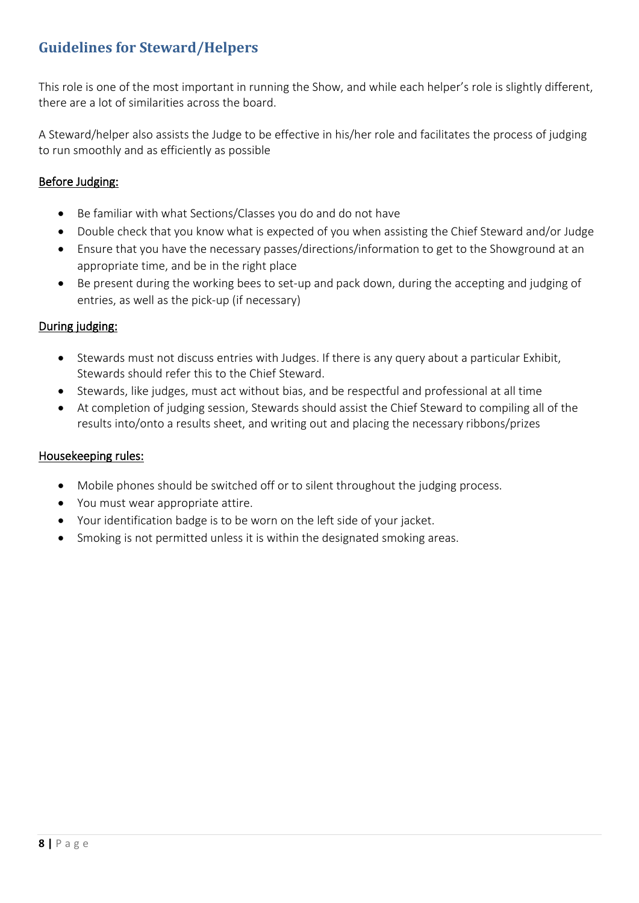## Guidelines for Steward/Helpers

This role is one of the most important in running the Show, and while each helper's role is slightly different, there are a lot of similarities across the board.

A Steward/helper also assists the Judge to be effective in his/her role and facilitates the process of judging to run smoothly and as efficiently as possible

### Before Judging:

- Be familiar with what Sections/Classes you do and do not have
- Double check that you know what is expected of you when assisting the Chief Steward and/or Judge
- Ensure that you have the necessary passes/directions/information to get to the Showground at an appropriate time, and be in the right place
- Be present during the working bees to set-up and pack down, during the accepting and judging of entries, as well as the pick-up (if necessary)

### During judging:

- Stewards must not discuss entries with Judges. If there is any query about a particular Exhibit, Stewards should refer this to the Chief Steward.
- Stewards, like judges, must act without bias, and be respectful and professional at all time
- At completion of judging session, Stewards should assist the Chief Steward to compiling all of the results into/onto a results sheet, and writing out and placing the necessary ribbons/prizes

### Housekeeping rules:

- Mobile phones should be switched off or to silent throughout the judging process.
- You must wear appropriate attire.
- Your identification badge is to be worn on the left side of your jacket.
- Smoking is not permitted unless it is within the designated smoking areas.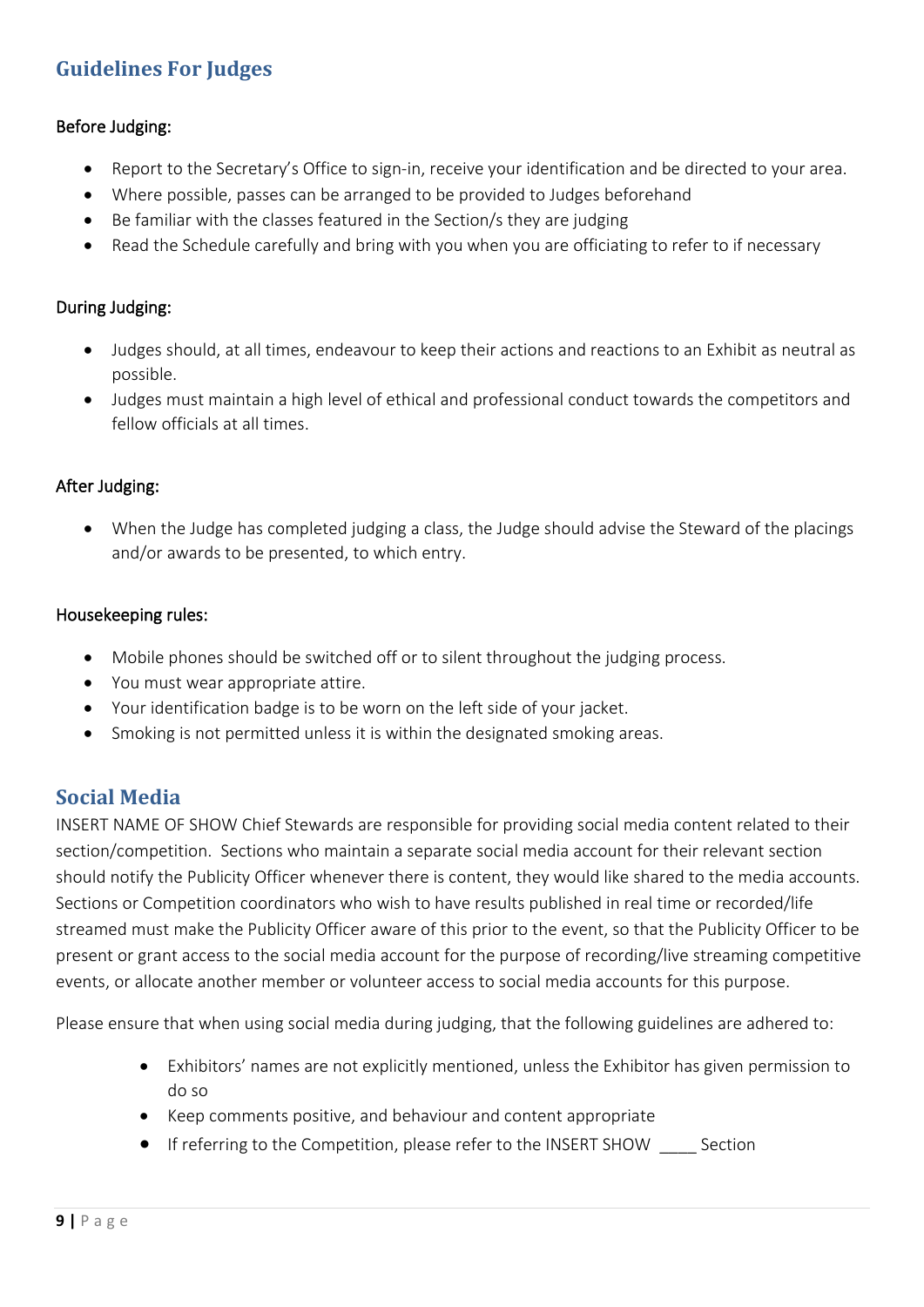## Guidelines For Judges

### Before Judging:

- Report to the Secretary's Office to sign-in, receive your identification and be directed to your area.
- Where possible, passes can be arranged to be provided to Judges beforehand
- Be familiar with the classes featured in the Section/s they are judging
- Read the Schedule carefully and bring with you when you are officiating to refer to if necessary

### During Judging:

- Judges should, at all times, endeavour to keep their actions and reactions to an Exhibit as neutral as possible.
- Judges must maintain a high level of ethical and professional conduct towards the competitors and fellow officials at all times.

### After Judging:

- When the Judge has completed judging a class, the Judge should advise the Steward of the placings and/or awards to be presented, to which entry.

### Housekeeping rules:

- Mobile phones should be switched off or to silent throughout the judging process.
- You must wear appropriate attire.
- Your identification badge is to be worn on the left side of your jacket.
- Smoking is not permitted unless it is within the designated smoking areas.

## Social Media

INSERT NAME OF SHOW Chief Stewards are responsible for providing social media content related to their section/competition. Sections who maintain a separate social media account for their relevant section should notify the Publicity Officer whenever there is content, they would like shared to the media accounts. Sections or Competition coordinators who wish to have results published in real time or recorded/life streamed must make the Publicity Officer aware of this prior to the event, so that the Publicity Officer to be present or grant access to the social media account for the purpose of recording/live streaming competitive events, or allocate another member or volunteer access to social media accounts for this purpose.

Please ensure that when using social media during judging, that the following guidelines are adhered to:

- Exhibitors' names are not explicitly mentioned, unless the Exhibitor has given permission to do so
- Keep comments positive, and behaviour and content appropriate
- If referring to the Competition, please refer to the INSERT SHOW ____ Section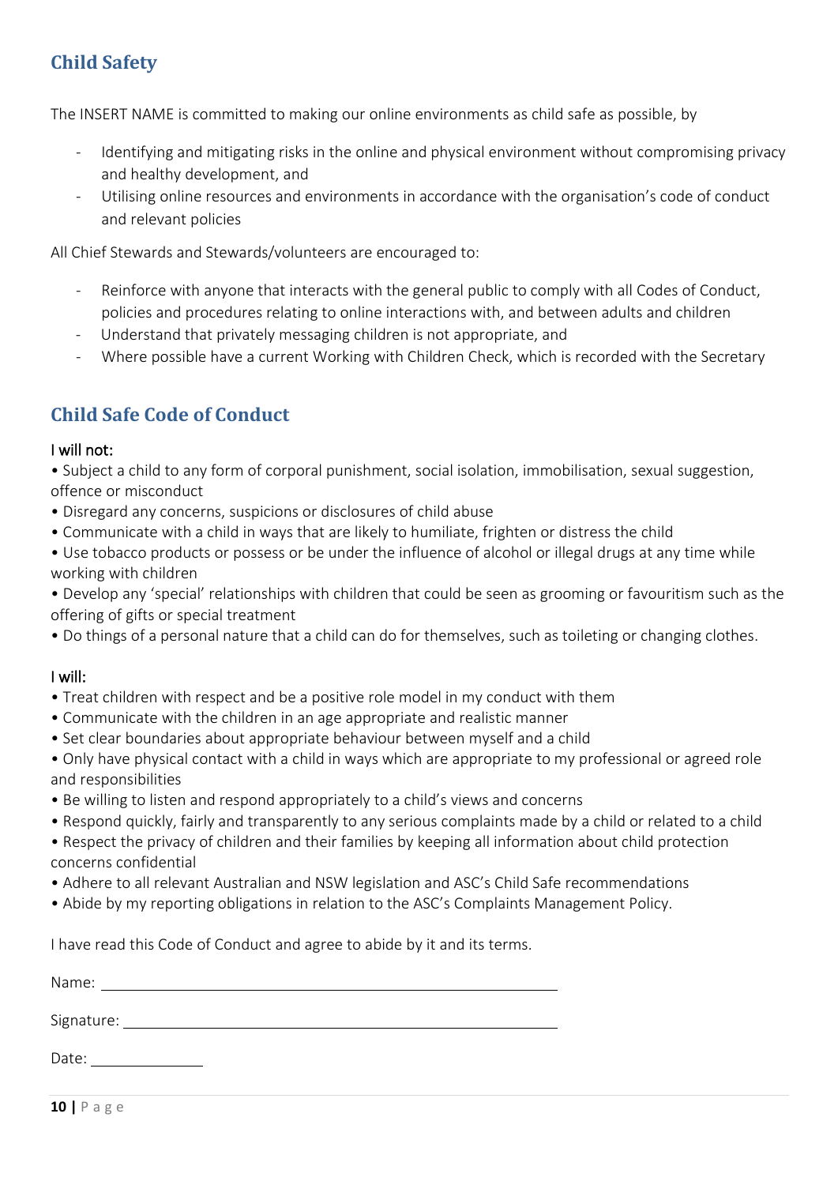## Child Safety

The INSERT NAME is committed to making our online environments as child safe as possible, by

- Identifying and mitigating risks in the online and physical environment without compromising privacy and healthy development, and
- Utilising online resources and environments in accordance with the organisation's code of conduct and relevant policies

All Chief Stewards and Stewards/volunteers are encouraged to:

- Reinforce with anyone that interacts with the general public to comply with all Codes of Conduct, policies and procedures relating to online interactions with, and between adults and children
- Understand that privately messaging children is not appropriate, and
- Where possible have a current Working with Children Check, which is recorded with the Secretary

## Child Safe Code of Conduct

I will not:

- Subject a child to any form of corporal punishment, social isolation, immobilisation, sexual suggestion, offence or misconduct
- Disregard any concerns, suspicions or disclosures of child abuse
- Communicate with a child in ways that are likely to humiliate, frighten or distress the child
- Use tobacco products or possess or be under the influence of alcohol or illegal drugs at any time while working with children
- Develop any 'special' relationships with children that could be seen as grooming or favouritism such as the offering of gifts or special treatment
- Do things of a personal nature that a child can do for themselves, such as toileting or changing clothes.

I will:

- Treat children with respect and be a positive role model in my conduct with them
- Communicate with the children in an age appropriate and realistic manner
- Set clear boundaries about appropriate behaviour between myself and a child
- Only have physical contact with a child in ways which are appropriate to my professional or agreed role and responsibilities
- Be willing to listen and respond appropriately to a child's views and concerns
- Respond quickly, fairly and transparently to any serious complaints made by a child or related to a child
- Respect the privacy of children and their families by keeping all information about child protection concerns confidential
- Adhere to all relevant Australian and NSW legislation and ASC's Child Safe recommendations
- Abide by my reporting obligations in relation to the ASC's Complaints Management Policy.

I have read this Code of Conduct and agree to abide by it and its terms.

Name: ______________________________

Signature: ______________________________

Date: ____________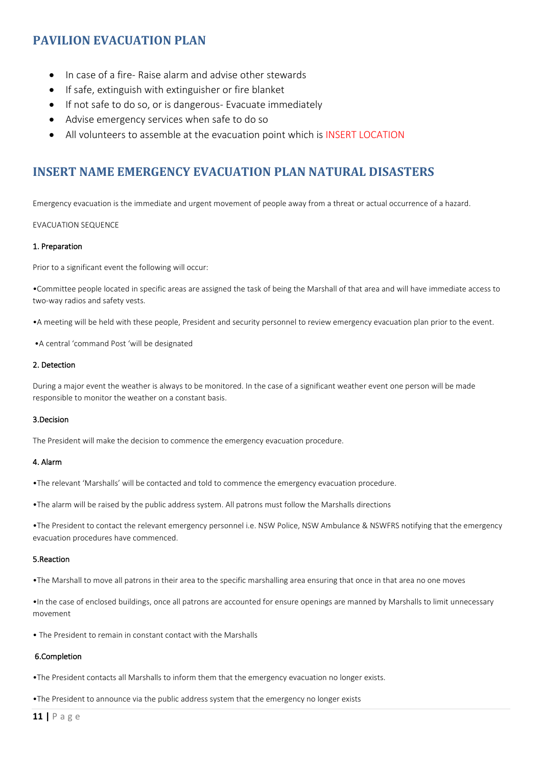## PAVILION EVACUATION PLAN

- In case of a fire- Raise alarm and advise other stewards
- If safe, extinguish with extinguisher or fire blanket
- If not safe to do so, or is dangerous- Evacuate immediately
- Advise emergency services when safe to do so
- All volunteers to assemble at the evacuation point which is INSERT LOCATION

## INSERT NAME EMERGENCY EVACUATION PLAN NATURAL DISASTERS

Emergency evacuation is the immediate and urgent movement of people away from a threat or actual occurrence of a hazard.

EVACUATION SEQUENCE

1. Preparation

Prior to a significant event the following will occur:

•Committee people located in specific areas are assigned the task of being the Marshall of that area and will have immediate access to two-way radios and safety vests.

•A meeting will be held with these people, President and security personnel to review emergency evacuation plan prior to the event.

•A central 'command Post 'will be designated

2. Detection

During a major event the weather is always to be monitored. In the case of a significant weather event one person will be made responsible to monitor the weather on a constant basis.

3.Decision

The President will make the decision to commence the emergency evacuation procedure.

4. Alarm

•The relevant 'Marshalls' will be contacted and told to commence the emergency evacuation procedure.

•The alarm will be raised by the public address system. All patrons must follow the Marshalls directions

•The President to contact the relevant emergency personnel i.e. NSW Police, NSW Ambulance & NSWFRS notifying that the emergency evacuation procedures have commenced.

5.Reaction

•The Marshall to move all patrons in their area to the specific marshalling area ensuring that once in that area no one moves

•In the case of enclosed buildings, once all patrons are accounted for ensure openings are manned by Marshalls to limit unnecessary movement

• The President to remain in constant contact with the Marshalls

6.Completion

•The President contacts all Marshalls to inform them that the emergency evacuation no longer exists.

•The President to announce via the public address system that the emergency no longer exists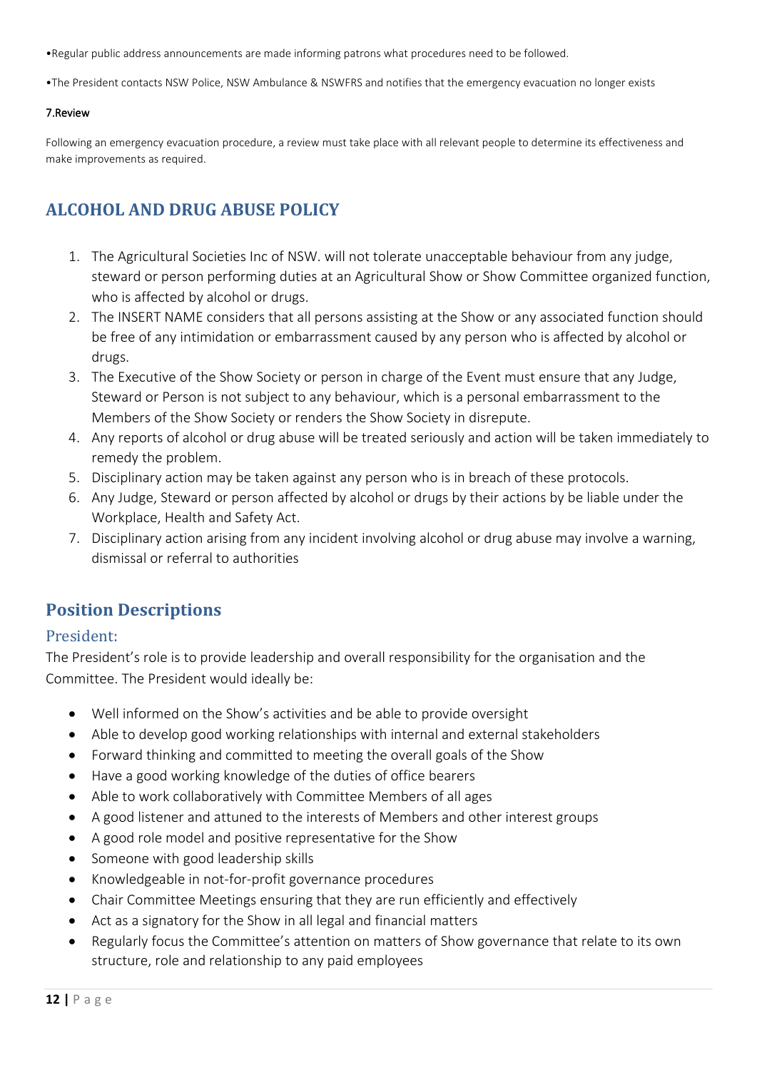•Regular public address announcements are made informing patrons what procedures need to be followed.

•The President contacts NSW Police, NSW Ambulance & NSWFRS and notifies that the emergency evacuation no longer exists

#### 7.Review

Following an emergency evacuation procedure, a review must take place with all relevant people to determine its effectiveness and make improvements as required.

## ALCOHOL AND DRUG ABUSE POLICY

1. The Agricultural Societies Inc of NSW. will not tolerate unacceptable behaviour from any judge, steward or person performing duties at an Agricultural Show or Show Committee organized function, who is affected by alcohol or drugs.
2. The INSERT NAME considers that all persons assisting at the Show or any associated function should be free of any intimidation or embarrassment caused by any person who is affected by alcohol or drugs.
3. The Executive of the Show Society or person in charge of the Event must ensure that any Judge, Steward or Person is not subject to any behaviour, which is a personal embarrassment to the Members of the Show Society or renders the Show Society in disrepute.
4. Any reports of alcohol or drug abuse will be treated seriously and action will be taken immediately to remedy the problem.
5. Disciplinary action may be taken against any person who is in breach of these protocols.
6. Any Judge, Steward or person affected by alcohol or drugs by their actions by be liable under the Workplace, Health and Safety Act.
7. Disciplinary action arising from any incident involving alcohol or drug abuse may involve a warning, dismissal or referral to authorities

## Position Descriptions

### President:

The President's role is to provide leadership and overall responsibility for the organisation and the Committee. The President would ideally be:

- Well informed on the Show's activities and be able to provide oversight
- Able to develop good working relationships with internal and external stakeholders
- Forward thinking and committed to meeting the overall goals of the Show
- Have a good working knowledge of the duties of office bearers
- Able to work collaboratively with Committee Members of all ages
- A good listener and attuned to the interests of Members and other interest groups
- A good role model and positive representative for the Show
- Someone with good leadership skills
- Knowledgeable in not-for-profit governance procedures
- Chair Committee Meetings ensuring that they are run efficiently and effectively
- Act as a signatory for the Show in all legal and financial matters
- Regularly focus the Committee's attention on matters of Show governance that relate to its own structure, role and relationship to any paid employees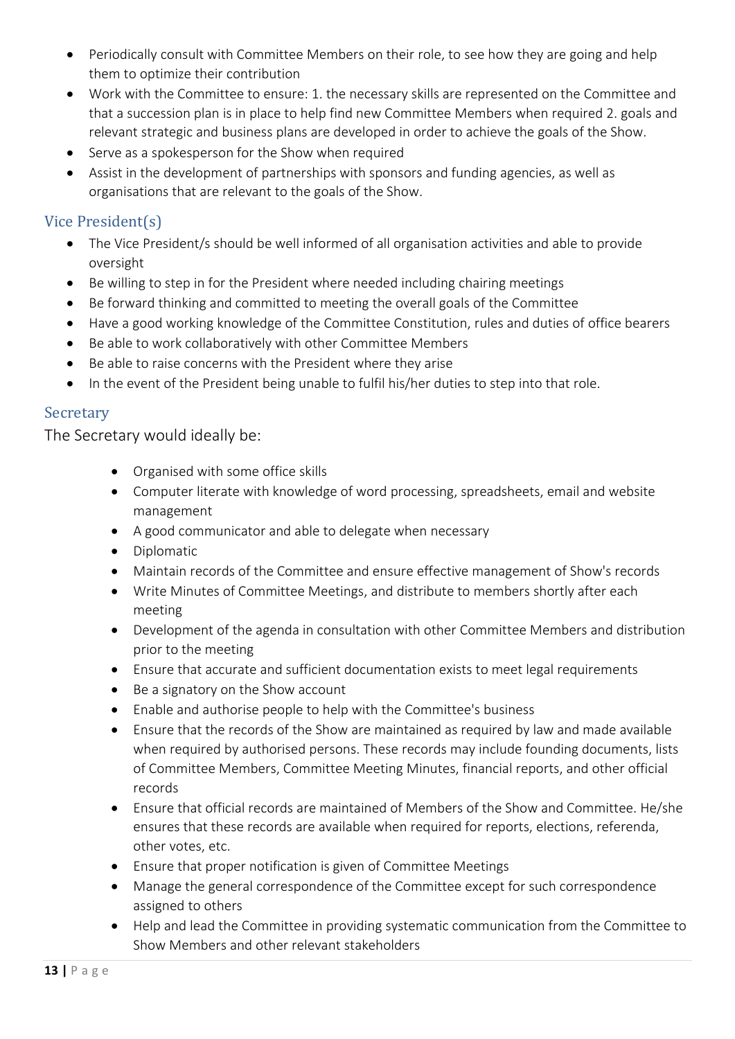- Periodically consult with Committee Members on their role, to see how they are going and help them to optimize their contribution
- Work with the Committee to ensure: 1. the necessary skills are represented on the Committee and that a succession plan is in place to help find new Committee Members when required 2. goals and relevant strategic and business plans are developed in order to achieve the goals of the Show.
- Serve as a spokesperson for the Show when required
- Assist in the development of partnerships with sponsors and funding agencies, as well as organisations that are relevant to the goals of the Show.

## Vice President(s)

- The Vice President/s should be well informed of all organisation activities and able to provide oversight
- Be willing to step in for the President where needed including chairing meetings
- Be forward thinking and committed to meeting the overall goals of the Committee
- Have a good working knowledge of the Committee Constitution, rules and duties of office bearers
- Be able to work collaboratively with other Committee Members
- Be able to raise concerns with the President where they arise
- In the event of the President being unable to fulfil his/her duties to step into that role.

## Secretary

The Secretary would ideally be:

- Organised with some office skills
- Computer literate with knowledge of word processing, spreadsheets, email and website management
- A good communicator and able to delegate when necessary
- Diplomatic
- Maintain records of the Committee and ensure effective management of Show's records
- Write Minutes of Committee Meetings, and distribute to members shortly after each meeting
- Development of the agenda in consultation with other Committee Members and distribution prior to the meeting
- Ensure that accurate and sufficient documentation exists to meet legal requirements
- Be a signatory on the Show account
- Enable and authorise people to help with the Committee's business
- Ensure that the records of the Show are maintained as required by law and made available when required by authorised persons. These records may include founding documents, lists of Committee Members, Committee Meeting Minutes, financial reports, and other official records
- Ensure that official records are maintained of Members of the Show and Committee. He/she ensures that these records are available when required for reports, elections, referenda, other votes, etc.
- Ensure that proper notification is given of Committee Meetings
- Manage the general correspondence of the Committee except for such correspondence assigned to others
- Help and lead the Committee in providing systematic communication from the Committee to Show Members and other relevant stakeholders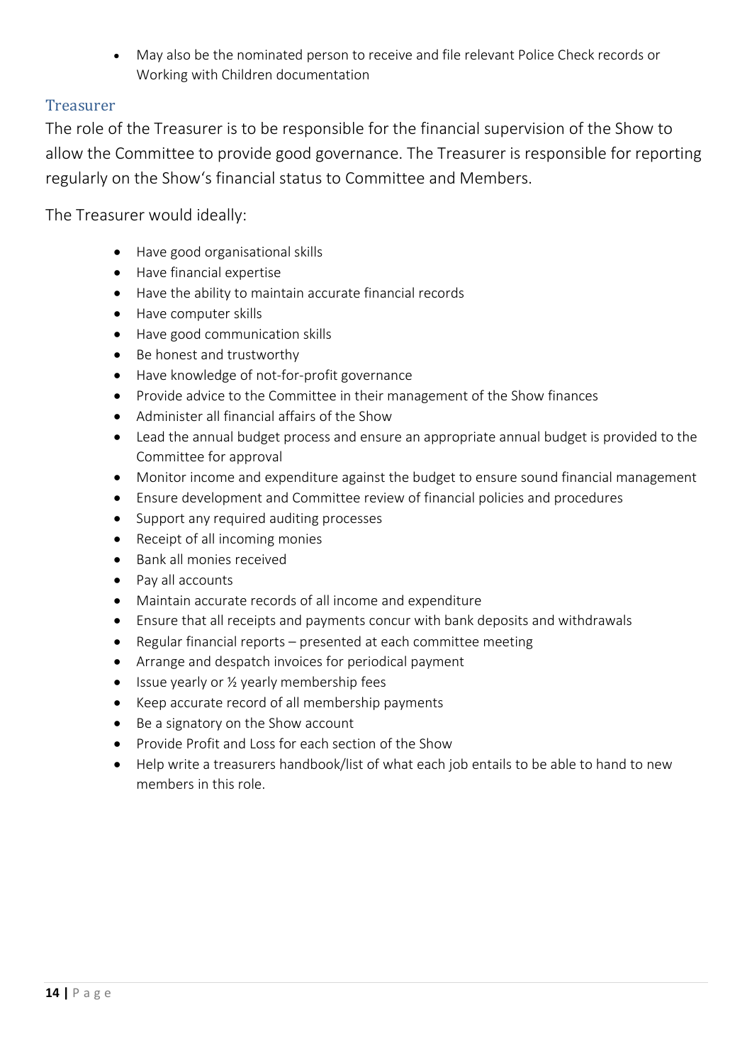- May also be the nominated person to receive and file relevant Police Check records or Working with Children documentation

### Treasurer

The role of the Treasurer is to be responsible for the financial supervision of the Show to allow the Committee to provide good governance. The Treasurer is responsible for reporting regularly on the Show's financial status to Committee and Members.

The Treasurer would ideally:

- Have good organisational skills
- Have financial expertise
- Have the ability to maintain accurate financial records
- Have computer skills
- Have good communication skills
- Be honest and trustworthy
- Have knowledge of not-for-profit governance
- Provide advice to the Committee in their management of the Show finances
- Administer all financial affairs of the Show
- Lead the annual budget process and ensure an appropriate annual budget is provided to the Committee for approval
- Monitor income and expenditure against the budget to ensure sound financial management
- Ensure development and Committee review of financial policies and procedures
- Support any required auditing processes
- Receipt of all incoming monies
- Bank all monies received
- Pay all accounts
- Maintain accurate records of all income and expenditure
- Ensure that all receipts and payments concur with bank deposits and withdrawals
- Regular financial reports – presented at each committee meeting
- Arrange and despatch invoices for periodical payment
- Issue yearly or ½ yearly membership fees
- Keep accurate record of all membership payments
- Be a signatory on the Show account
- Provide Profit and Loss for each section of the Show
- Help write a treasurers handbook/list of what each job entails to be able to hand to new members in this role.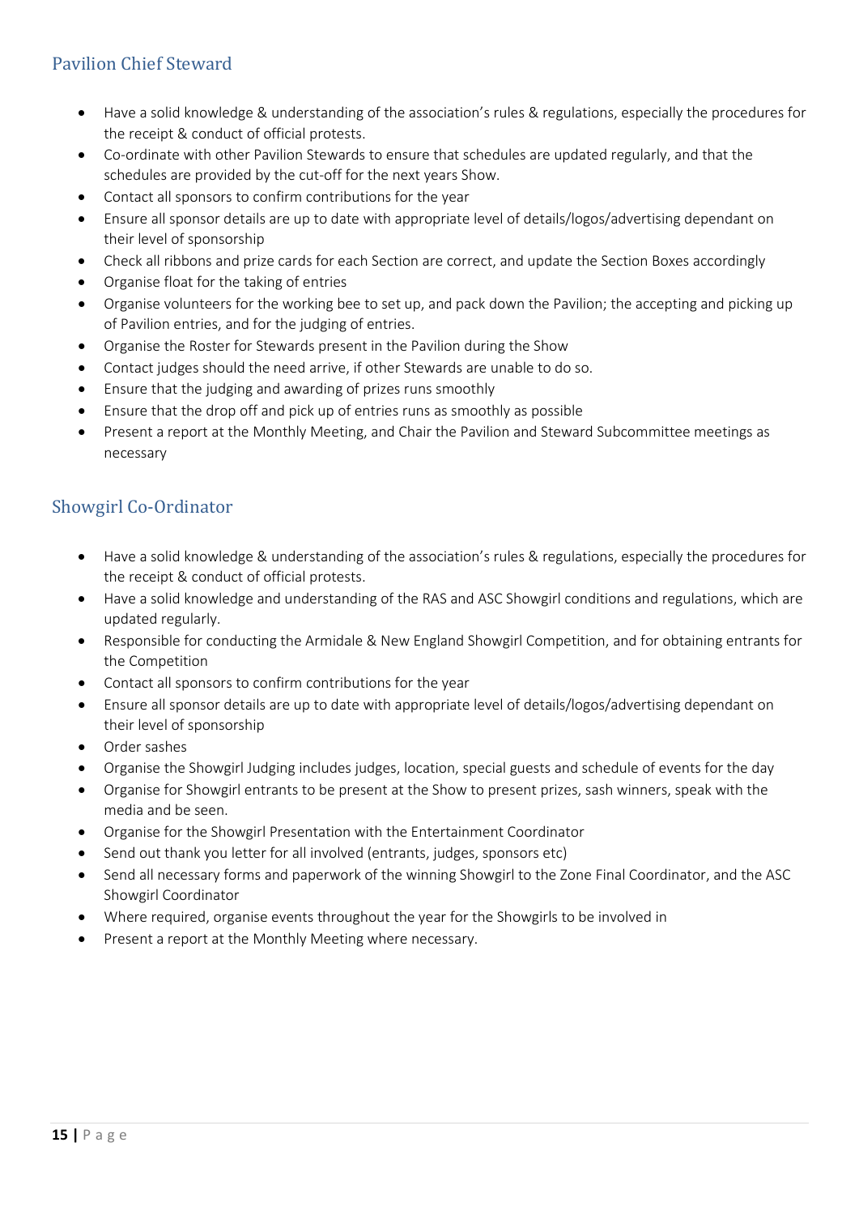## Pavilion Chief Steward

- Have a solid knowledge & understanding of the association's rules & regulations, especially the procedures for the receipt & conduct of official protests.
- Co-ordinate with other Pavilion Stewards to ensure that schedules are updated regularly, and that the schedules are provided by the cut-off for the next years Show.
- Contact all sponsors to confirm contributions for the year
- Ensure all sponsor details are up to date with appropriate level of details/logos/advertising dependant on their level of sponsorship
- Check all ribbons and prize cards for each Section are correct, and update the Section Boxes accordingly
- Organise float for the taking of entries
- Organise volunteers for the working bee to set up, and pack down the Pavilion; the accepting and picking up of Pavilion entries, and for the judging of entries.
- Organise the Roster for Stewards present in the Pavilion during the Show
- Contact judges should the need arrive, if other Stewards are unable to do so.
- Ensure that the judging and awarding of prizes runs smoothly
- Ensure that the drop off and pick up of entries runs as smoothly as possible
- Present a report at the Monthly Meeting, and Chair the Pavilion and Steward Subcommittee meetings as necessary

## Showgirl Co-Ordinator

- Have a solid knowledge & understanding of the association's rules & regulations, especially the procedures for the receipt & conduct of official protests.
- Have a solid knowledge and understanding of the RAS and ASC Showgirl conditions and regulations, which are updated regularly.
- Responsible for conducting the Armidale & New England Showgirl Competition, and for obtaining entrants for the Competition
- Contact all sponsors to confirm contributions for the year
- Ensure all sponsor details are up to date with appropriate level of details/logos/advertising dependant on their level of sponsorship
- Order sashes
- Organise the Showgirl Judging includes judges, location, special guests and schedule of events for the day
- Organise for Showgirl entrants to be present at the Show to present prizes, sash winners, speak with the media and be seen.
- Organise for the Showgirl Presentation with the Entertainment Coordinator
- Send out thank you letter for all involved (entrants, judges, sponsors etc)
- Send all necessary forms and paperwork of the winning Showgirl to the Zone Final Coordinator, and the ASC Showgirl Coordinator
- Where required, organise events throughout the year for the Showgirls to be involved in
- Present a report at the Monthly Meeting where necessary.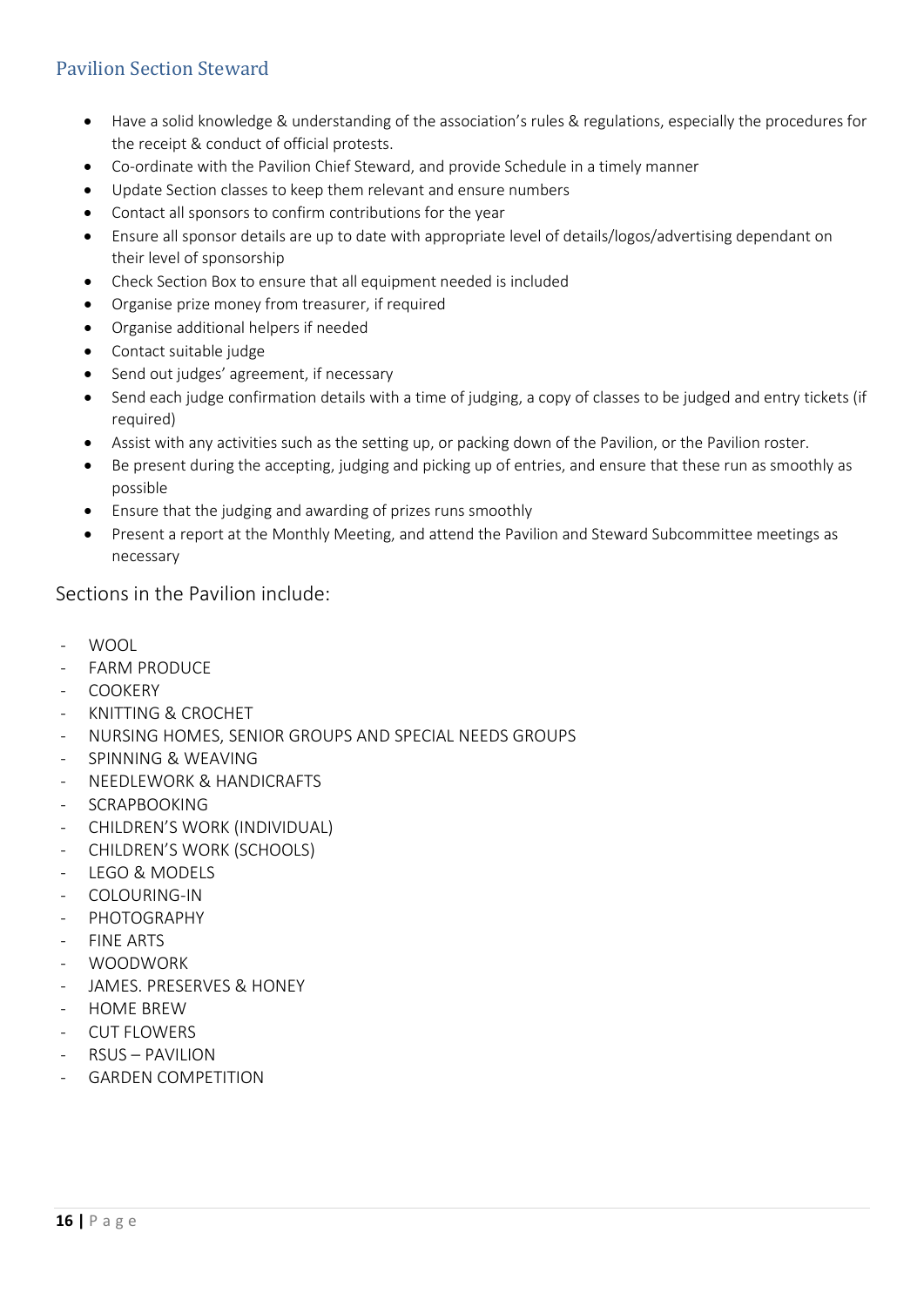## Pavilion Section Steward

- Have a solid knowledge & understanding of the association's rules & regulations, especially the procedures for the receipt & conduct of official protests.
- Co-ordinate with the Pavilion Chief Steward, and provide Schedule in a timely manner
- Update Section classes to keep them relevant and ensure numbers
- Contact all sponsors to confirm contributions for the year
- Ensure all sponsor details are up to date with appropriate level of details/logos/advertising dependant on their level of sponsorship
- Check Section Box to ensure that all equipment needed is included
- Organise prize money from treasurer, if required
- Organise additional helpers if needed
- Contact suitable judge
- Send out judges' agreement, if necessary
- Send each judge confirmation details with a time of judging, a copy of classes to be judged and entry tickets (if required)
- Assist with any activities such as the setting up, or packing down of the Pavilion, or the Pavilion roster.
- Be present during the accepting, judging and picking up of entries, and ensure that these run as smoothly as possible
- Ensure that the judging and awarding of prizes runs smoothly
- Present a report at the Monthly Meeting, and attend the Pavilion and Steward Subcommittee meetings as necessary

Sections in the Pavilion include:

- WOOL
- FARM PRODUCE
- COOKERY
- KNITTING & CROCHET
- NURSING HOMES, SENIOR GROUPS AND SPECIAL NEEDS GROUPS
- SPINNING & WEAVING
- NEEDLEWORK & HANDICRAFTS
- SCRAPBOOKING
- CHILDREN'S WORK (INDIVIDUAL)
- CHILDREN'S WORK (SCHOOLS)
- LEGO & MODELS
- COLOURING-IN
- PHOTOGRAPHY
- FINE ARTS
- WOODWORK
- JAMES. PRESERVES & HONEY
- HOME BREW
- CUT FLOWERS
- RSUS – PAVILION
- GARDEN COMPETITION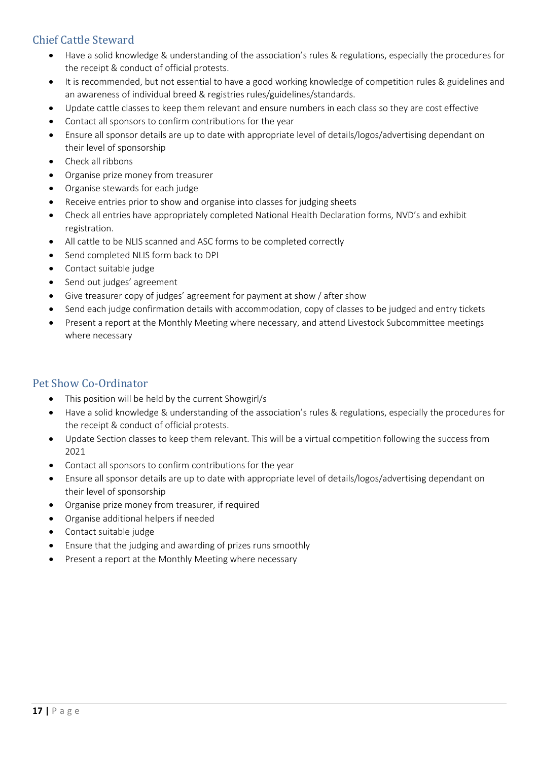## Chief Cattle Steward

- Have a solid knowledge & understanding of the association's rules & regulations, especially the procedures for the receipt & conduct of official protests.
- It is recommended, but not essential to have a good working knowledge of competition rules & guidelines and an awareness of individual breed & registries rules/guidelines/standards.
- Update cattle classes to keep them relevant and ensure numbers in each class so they are cost effective
- Contact all sponsors to confirm contributions for the year
- Ensure all sponsor details are up to date with appropriate level of details/logos/advertising dependant on their level of sponsorship
- Check all ribbons
- Organise prize money from treasurer
- Organise stewards for each judge
- Receive entries prior to show and organise into classes for judging sheets
- Check all entries have appropriately completed National Health Declaration forms, NVD's and exhibit registration.
- All cattle to be NLIS scanned and ASC forms to be completed correctly
- Send completed NLIS form back to DPI
- Contact suitable judge
- Send out judges' agreement
- Give treasurer copy of judges' agreement for payment at show / after show
- Send each judge confirmation details with accommodation, copy of classes to be judged and entry tickets
- Present a report at the Monthly Meeting where necessary, and attend Livestock Subcommittee meetings where necessary

## Pet Show Co-Ordinator

- This position will be held by the current Showgirl/s
- Have a solid knowledge & understanding of the association's rules & regulations, especially the procedures for the receipt & conduct of official protests.
- Update Section classes to keep them relevant. This will be a virtual competition following the success from 2021
- Contact all sponsors to confirm contributions for the year
- Ensure all sponsor details are up to date with appropriate level of details/logos/advertising dependant on their level of sponsorship
- Organise prize money from treasurer, if required
- Organise additional helpers if needed
- Contact suitable judge
- Ensure that the judging and awarding of prizes runs smoothly
- Present a report at the Monthly Meeting where necessary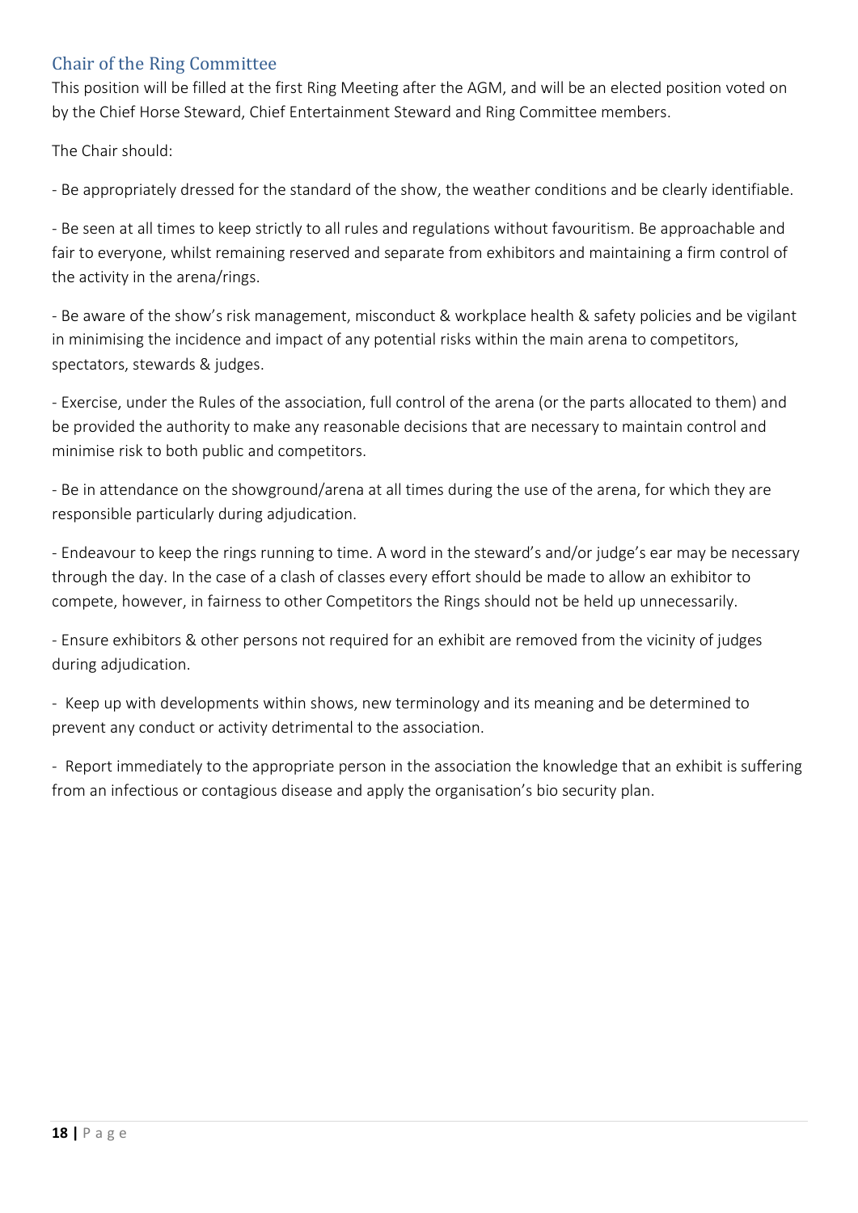## Chair of the Ring Committee

This position will be filled at the first Ring Meeting after the AGM, and will be an elected position voted on by the Chief Horse Steward, Chief Entertainment Steward and Ring Committee members.

The Chair should:

- Be appropriately dressed for the standard of the show, the weather conditions and be clearly identifiable.
- Be seen at all times to keep strictly to all rules and regulations without favouritism. Be approachable and fair to everyone, whilst remaining reserved and separate from exhibitors and maintaining a firm control of the activity in the arena/rings.
- Be aware of the show's risk management, misconduct & workplace health & safety policies and be vigilant in minimising the incidence and impact of any potential risks within the main arena to competitors, spectators, stewards & judges.
- Exercise, under the Rules of the association, full control of the arena (or the parts allocated to them) and be provided the authority to make any reasonable decisions that are necessary to maintain control and minimise risk to both public and competitors.
- Be in attendance on the showground/arena at all times during the use of the arena, for which they are responsible particularly during adjudication.
- Endeavour to keep the rings running to time. A word in the steward's and/or judge's ear may be necessary through the day. In the case of a clash of classes every effort should be made to allow an exhibitor to compete, however, in fairness to other Competitors the Rings should not be held up unnecessarily.
- Ensure exhibitors & other persons not required for an exhibit are removed from the vicinity of judges during adjudication.
- Keep up with developments within shows, new terminology and its meaning and be determined to prevent any conduct or activity detrimental to the association.
- Report immediately to the appropriate person in the association the knowledge that an exhibit is suffering from an infectious or contagious disease and apply the organisation's bio security plan.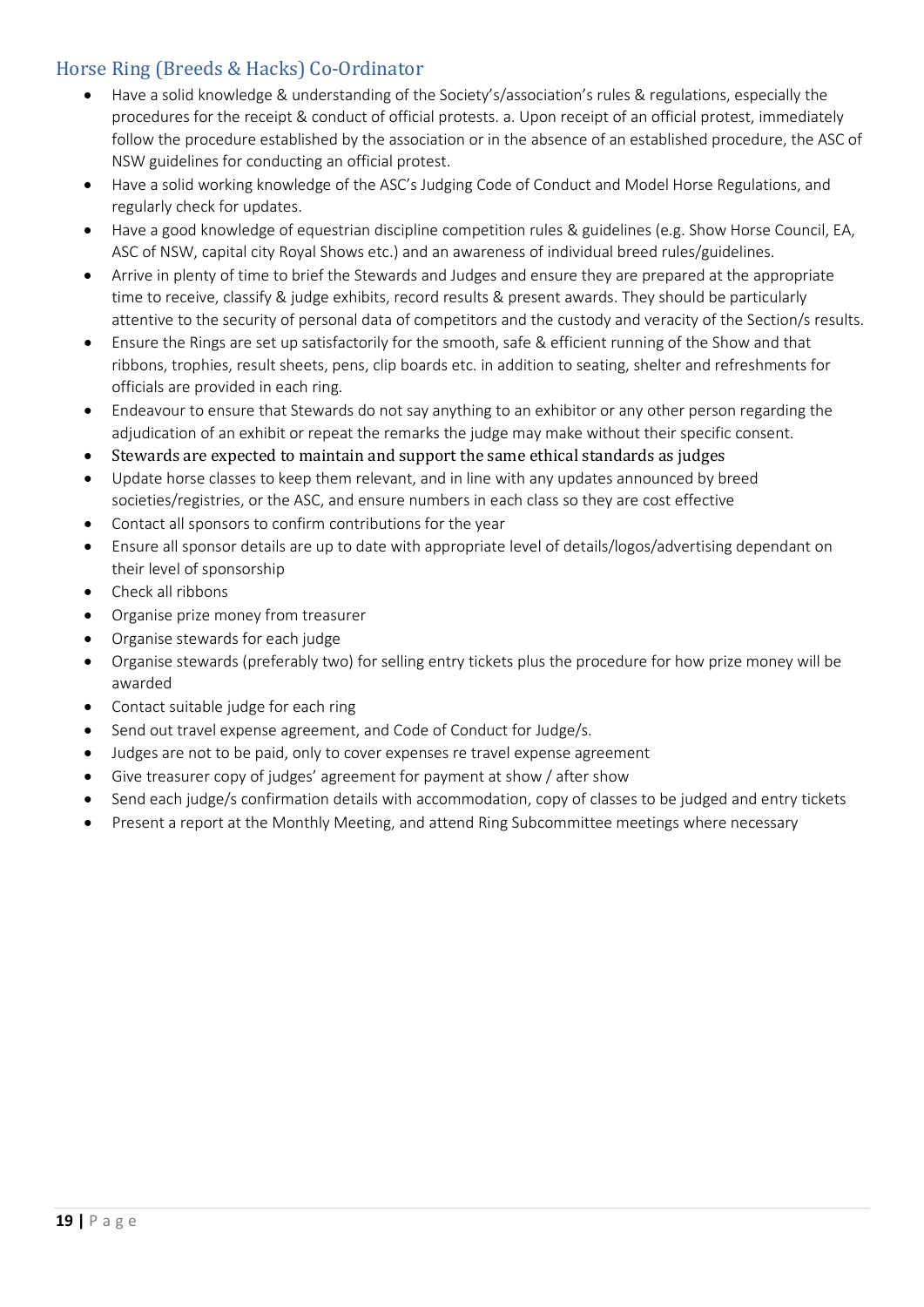## Horse Ring (Breeds & Hacks) Co-Ordinator

- Have a solid knowledge & understanding of the Society's/association's rules & regulations, especially the procedures for the receipt & conduct of official protests. a. Upon receipt of an official protest, immediately follow the procedure established by the association or in the absence of an established procedure, the ASC of NSW guidelines for conducting an official protest.
- Have a solid working knowledge of the ASC's Judging Code of Conduct and Model Horse Regulations, and regularly check for updates.
- Have a good knowledge of equestrian discipline competition rules & guidelines (e.g. Show Horse Council, EA, ASC of NSW, capital city Royal Shows etc.) and an awareness of individual breed rules/guidelines.
- Arrive in plenty of time to brief the Stewards and Judges and ensure they are prepared at the appropriate time to receive, classify & judge exhibits, record results & present awards. They should be particularly attentive to the security of personal data of competitors and the custody and veracity of the Section/s results.
- Ensure the Rings are set up satisfactorily for the smooth, safe & efficient running of the Show and that ribbons, trophies, result sheets, pens, clip boards etc. in addition to seating, shelter and refreshments for officials are provided in each ring.
- Endeavour to ensure that Stewards do not say anything to an exhibitor or any other person regarding the adjudication of an exhibit or repeat the remarks the judge may make without their specific consent.
- Stewards are expected to maintain and support the same ethical standards as judges
- Update horse classes to keep them relevant, and in line with any updates announced by breed societies/registries, or the ASC, and ensure numbers in each class so they are cost effective
- Contact all sponsors to confirm contributions for the year
- Ensure all sponsor details are up to date with appropriate level of details/logos/advertising dependant on their level of sponsorship
- Check all ribbons
- Organise prize money from treasurer
- Organise stewards for each judge
- Organise stewards (preferably two) for selling entry tickets plus the procedure for how prize money will be awarded
- Contact suitable judge for each ring
- Send out travel expense agreement, and Code of Conduct for Judge/s.
- Judges are not to be paid, only to cover expenses re travel expense agreement
- Give treasurer copy of judges' agreement for payment at show / after show
- Send each judge/s confirmation details with accommodation, copy of classes to be judged and entry tickets
- Present a report at the Monthly Meeting, and attend Ring Subcommittee meetings where necessary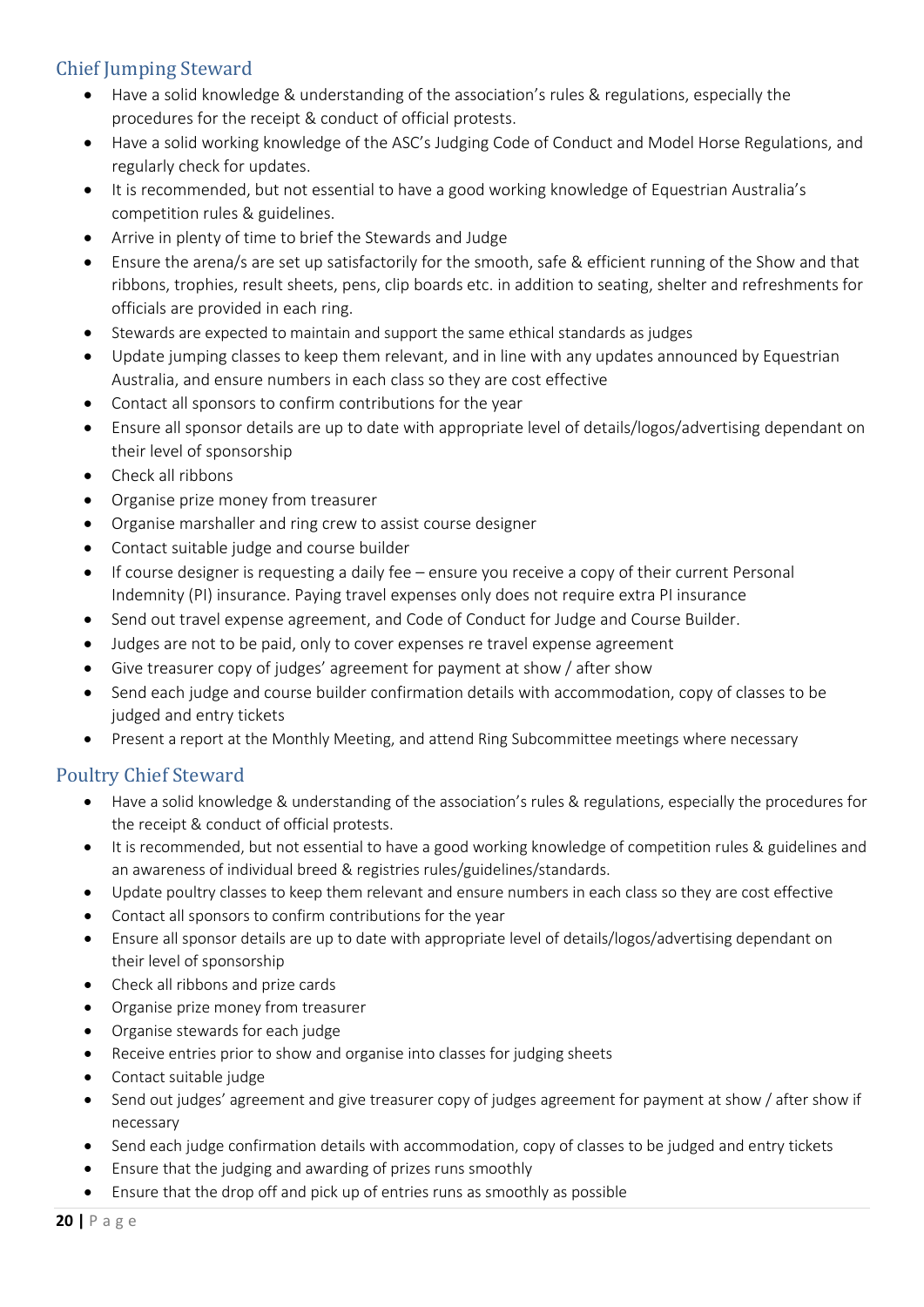## Chief Jumping Steward

- Have a solid knowledge & understanding of the association's rules & regulations, especially the procedures for the receipt & conduct of official protests.
- Have a solid working knowledge of the ASC's Judging Code of Conduct and Model Horse Regulations, and regularly check for updates.
- It is recommended, but not essential to have a good working knowledge of Equestrian Australia's competition rules & guidelines.
- Arrive in plenty of time to brief the Stewards and Judge
- Ensure the arena/s are set up satisfactorily for the smooth, safe & efficient running of the Show and that ribbons, trophies, result sheets, pens, clip boards etc. in addition to seating, shelter and refreshments for officials are provided in each ring.
- Stewards are expected to maintain and support the same ethical standards as judges
- Update jumping classes to keep them relevant, and in line with any updates announced by Equestrian Australia, and ensure numbers in each class so they are cost effective
- Contact all sponsors to confirm contributions for the year
- Ensure all sponsor details are up to date with appropriate level of details/logos/advertising dependant on their level of sponsorship
- Check all ribbons
- Organise prize money from treasurer
- Organise marshaller and ring crew to assist course designer
- Contact suitable judge and course builder
- If course designer is requesting a daily fee – ensure you receive a copy of their current Personal Indemnity (PI) insurance. Paying travel expenses only does not require extra PI insurance
- Send out travel expense agreement, and Code of Conduct for Judge and Course Builder.
- Judges are not to be paid, only to cover expenses re travel expense agreement
- Give treasurer copy of judges' agreement for payment at show / after show
- Send each judge and course builder confirmation details with accommodation, copy of classes to be judged and entry tickets
- Present a report at the Monthly Meeting, and attend Ring Subcommittee meetings where necessary

## Poultry Chief Steward

- Have a solid knowledge & understanding of the association's rules & regulations, especially the procedures for the receipt & conduct of official protests.
- It is recommended, but not essential to have a good working knowledge of competition rules & guidelines and an awareness of individual breed & registries rules/guidelines/standards.
- Update poultry classes to keep them relevant and ensure numbers in each class so they are cost effective
- Contact all sponsors to confirm contributions for the year
- Ensure all sponsor details are up to date with appropriate level of details/logos/advertising dependant on their level of sponsorship
- Check all ribbons and prize cards
- Organise prize money from treasurer
- Organise stewards for each judge
- Receive entries prior to show and organise into classes for judging sheets
- Contact suitable judge
- Send out judges' agreement and give treasurer copy of judges agreement for payment at show / after show if necessary
- Send each judge confirmation details with accommodation, copy of classes to be judged and entry tickets
- Ensure that the judging and awarding of prizes runs smoothly
- Ensure that the drop off and pick up of entries runs as smoothly as possible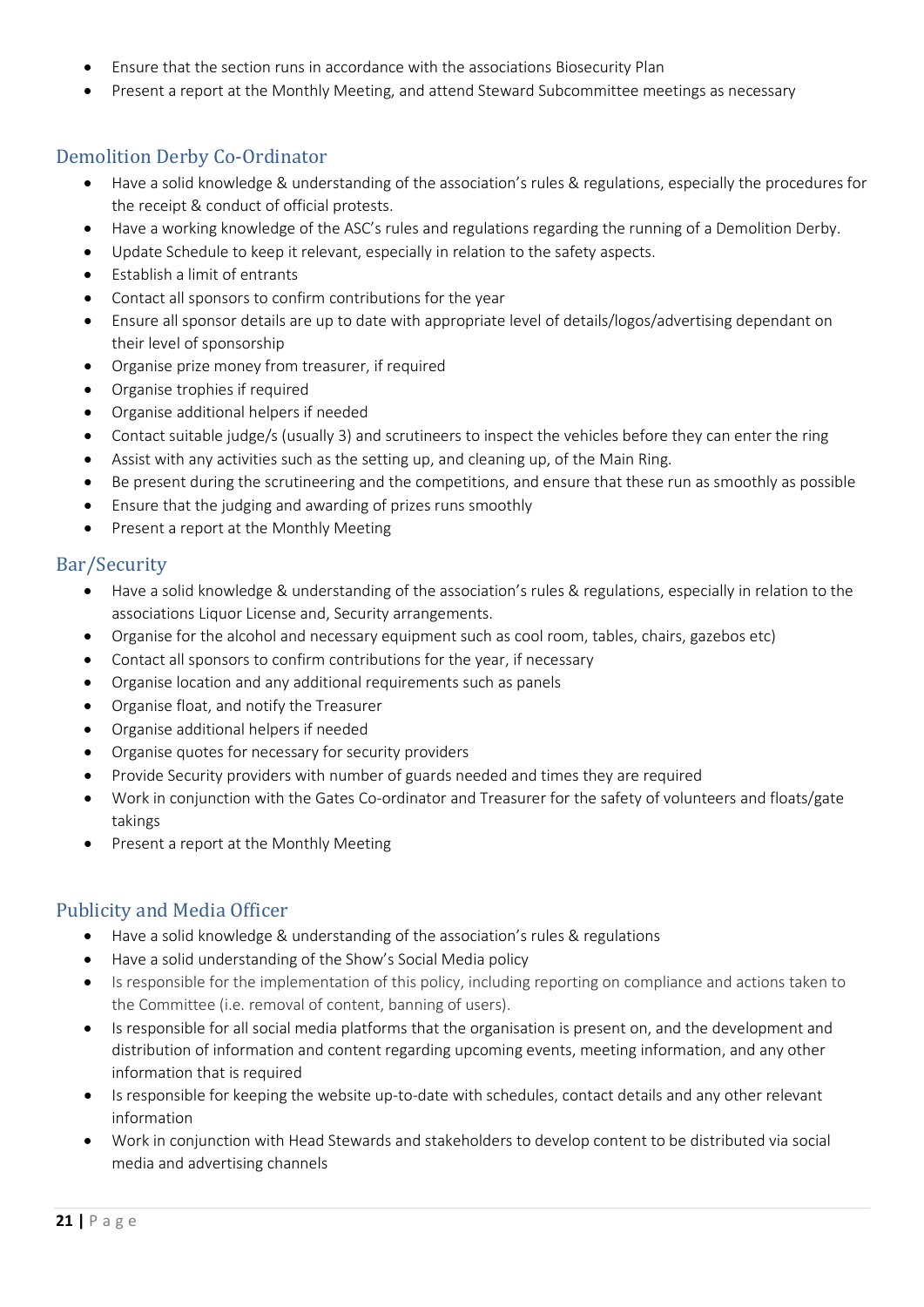- Ensure that the section runs in accordance with the associations Biosecurity Plan
- Present a report at the Monthly Meeting, and attend Steward Subcommittee meetings as necessary

## Demolition Derby Co-Ordinator

- Have a solid knowledge & understanding of the association's rules & regulations, especially the procedures for the receipt & conduct of official protests.
- Have a working knowledge of the ASC's rules and regulations regarding the running of a Demolition Derby.
- Update Schedule to keep it relevant, especially in relation to the safety aspects.
- Establish a limit of entrants
- Contact all sponsors to confirm contributions for the year
- Ensure all sponsor details are up to date with appropriate level of details/logos/advertising dependant on their level of sponsorship
- Organise prize money from treasurer, if required
- Organise trophies if required
- Organise additional helpers if needed
- Contact suitable judge/s (usually 3) and scrutineers to inspect the vehicles before they can enter the ring
- Assist with any activities such as the setting up, and cleaning up, of the Main Ring.
- Be present during the scrutineering and the competitions, and ensure that these run as smoothly as possible
- Ensure that the judging and awarding of prizes runs smoothly
- Present a report at the Monthly Meeting

## Bar/Security

- Have a solid knowledge & understanding of the association's rules & regulations, especially in relation to the associations Liquor License and, Security arrangements.
- Organise for the alcohol and necessary equipment such as cool room, tables, chairs, gazebos etc)
- Contact all sponsors to confirm contributions for the year, if necessary
- Organise location and any additional requirements such as panels
- Organise float, and notify the Treasurer
- Organise additional helpers if needed
- Organise quotes for necessary for security providers
- Provide Security providers with number of guards needed and times they are required
- Work in conjunction with the Gates Co-ordinator and Treasurer for the safety of volunteers and floats/gate takings
- Present a report at the Monthly Meeting

## Publicity and Media Officer

- Have a solid knowledge & understanding of the association's rules & regulations
- Have a solid understanding of the Show's Social Media policy
- Is responsible for the implementation of this policy, including reporting on compliance and actions taken to the Committee (i.e. removal of content, banning of users).
- Is responsible for all social media platforms that the organisation is present on, and the development and distribution of information and content regarding upcoming events, meeting information, and any other information that is required
- Is responsible for keeping the website up-to-date with schedules, contact details and any other relevant information
- Work in conjunction with Head Stewards and stakeholders to develop content to be distributed via social media and advertising channels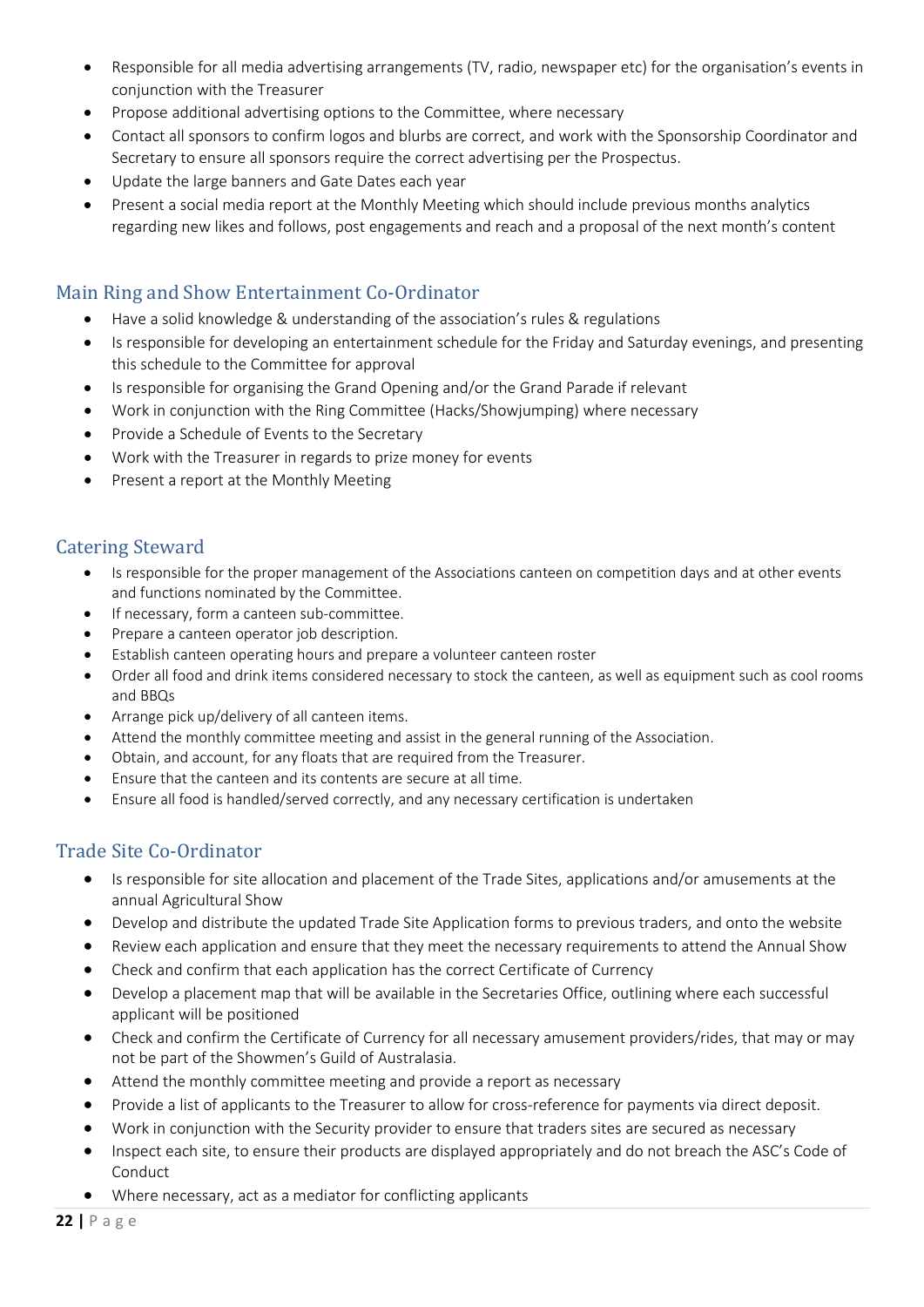- Responsible for all media advertising arrangements (TV, radio, newspaper etc) for the organisation's events in conjunction with the Treasurer
- Propose additional advertising options to the Committee, where necessary
- Contact all sponsors to confirm logos and blurbs are correct, and work with the Sponsorship Coordinator and Secretary to ensure all sponsors require the correct advertising per the Prospectus.
- Update the large banners and Gate Dates each year
- Present a social media report at the Monthly Meeting which should include previous months analytics regarding new likes and follows, post engagements and reach and a proposal of the next month's content

## Main Ring and Show Entertainment Co-Ordinator

- Have a solid knowledge & understanding of the association's rules & regulations
- Is responsible for developing an entertainment schedule for the Friday and Saturday evenings, and presenting this schedule to the Committee for approval
- Is responsible for organising the Grand Opening and/or the Grand Parade if relevant
- Work in conjunction with the Ring Committee (Hacks/Showjumping) where necessary
- Provide a Schedule of Events to the Secretary
- Work with the Treasurer in regards to prize money for events
- Present a report at the Monthly Meeting

## Catering Steward

- Is responsible for the proper management of the Associations canteen on competition days and at other events and functions nominated by the Committee.
- If necessary, form a canteen sub-committee.
- Prepare a canteen operator job description.
- Establish canteen operating hours and prepare a volunteer canteen roster
- Order all food and drink items considered necessary to stock the canteen, as well as equipment such as cool rooms and BBQs
- Arrange pick up/delivery of all canteen items.
- Attend the monthly committee meeting and assist in the general running of the Association.
- Obtain, and account, for any floats that are required from the Treasurer.
- Ensure that the canteen and its contents are secure at all time.
- Ensure all food is handled/served correctly, and any necessary certification is undertaken

## Trade Site Co-Ordinator

- Is responsible for site allocation and placement of the Trade Sites, applications and/or amusements at the annual Agricultural Show
- Develop and distribute the updated Trade Site Application forms to previous traders, and onto the website
- Review each application and ensure that they meet the necessary requirements to attend the Annual Show
- Check and confirm that each application has the correct Certificate of Currency
- Develop a placement map that will be available in the Secretaries Office, outlining where each successful applicant will be positioned
- Check and confirm the Certificate of Currency for all necessary amusement providers/rides, that may or may not be part of the Showmen's Guild of Australasia.
- Attend the monthly committee meeting and provide a report as necessary
- Provide a list of applicants to the Treasurer to allow for cross-reference for payments via direct deposit.
- Work in conjunction with the Security provider to ensure that traders sites are secured as necessary
- Inspect each site, to ensure their products are displayed appropriately and do not breach the ASC's Code of Conduct
- Where necessary, act as a mediator for conflicting applicants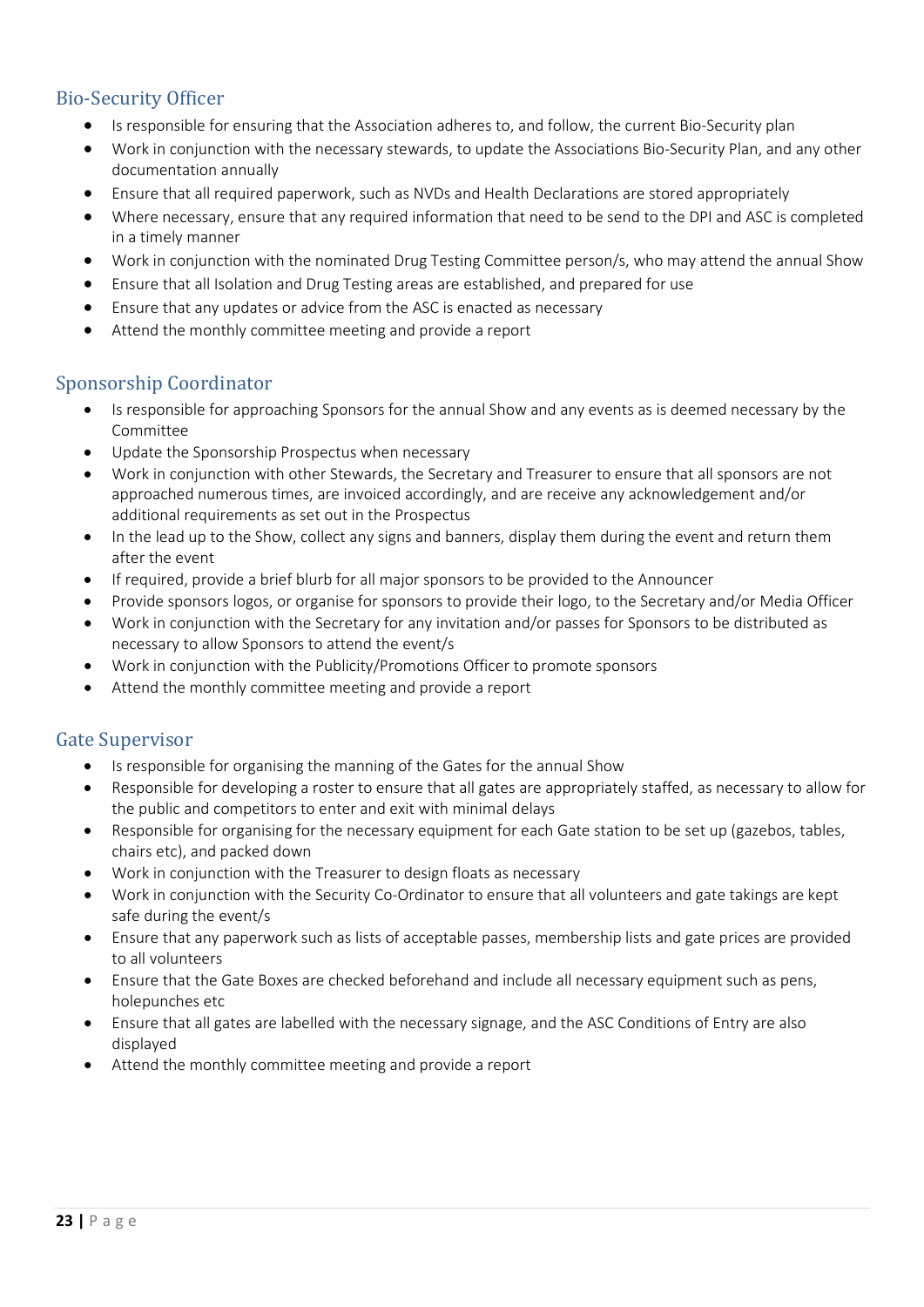## Bio-Security Officer

- Is responsible for ensuring that the Association adheres to, and follow, the current Bio-Security plan
- Work in conjunction with the necessary stewards, to update the Associations Bio-Security Plan, and any other documentation annually
- Ensure that all required paperwork, such as NVDs and Health Declarations are stored appropriately
- Where necessary, ensure that any required information that need to be send to the DPI and ASC is completed in a timely manner
- Work in conjunction with the nominated Drug Testing Committee person/s, who may attend the annual Show
- Ensure that all Isolation and Drug Testing areas are established, and prepared for use
- Ensure that any updates or advice from the ASC is enacted as necessary
- Attend the monthly committee meeting and provide a report

## Sponsorship Coordinator

- Is responsible for approaching Sponsors for the annual Show and any events as is deemed necessary by the Committee
- Update the Sponsorship Prospectus when necessary
- Work in conjunction with other Stewards, the Secretary and Treasurer to ensure that all sponsors are not approached numerous times, are invoiced accordingly, and are receive any acknowledgement and/or additional requirements as set out in the Prospectus
- In the lead up to the Show, collect any signs and banners, display them during the event and return them after the event
- If required, provide a brief blurb for all major sponsors to be provided to the Announcer
- Provide sponsors logos, or organise for sponsors to provide their logo, to the Secretary and/or Media Officer
- Work in conjunction with the Secretary for any invitation and/or passes for Sponsors to be distributed as necessary to allow Sponsors to attend the event/s
- Work in conjunction with the Publicity/Promotions Officer to promote sponsors
- Attend the monthly committee meeting and provide a report

## Gate Supervisor

- Is responsible for organising the manning of the Gates for the annual Show
- Responsible for developing a roster to ensure that all gates are appropriately staffed, as necessary to allow for the public and competitors to enter and exit with minimal delays
- Responsible for organising for the necessary equipment for each Gate station to be set up (gazebos, tables, chairs etc), and packed down
- Work in conjunction with the Treasurer to design floats as necessary
- Work in conjunction with the Security Co-Ordinator to ensure that all volunteers and gate takings are kept safe during the event/s
- Ensure that any paperwork such as lists of acceptable passes, membership lists and gate prices are provided to all volunteers
- Ensure that the Gate Boxes are checked beforehand and include all necessary equipment such as pens, holepunches etc
- Ensure that all gates are labelled with the necessary signage, and the ASC Conditions of Entry are also displayed
- Attend the monthly committee meeting and provide a report